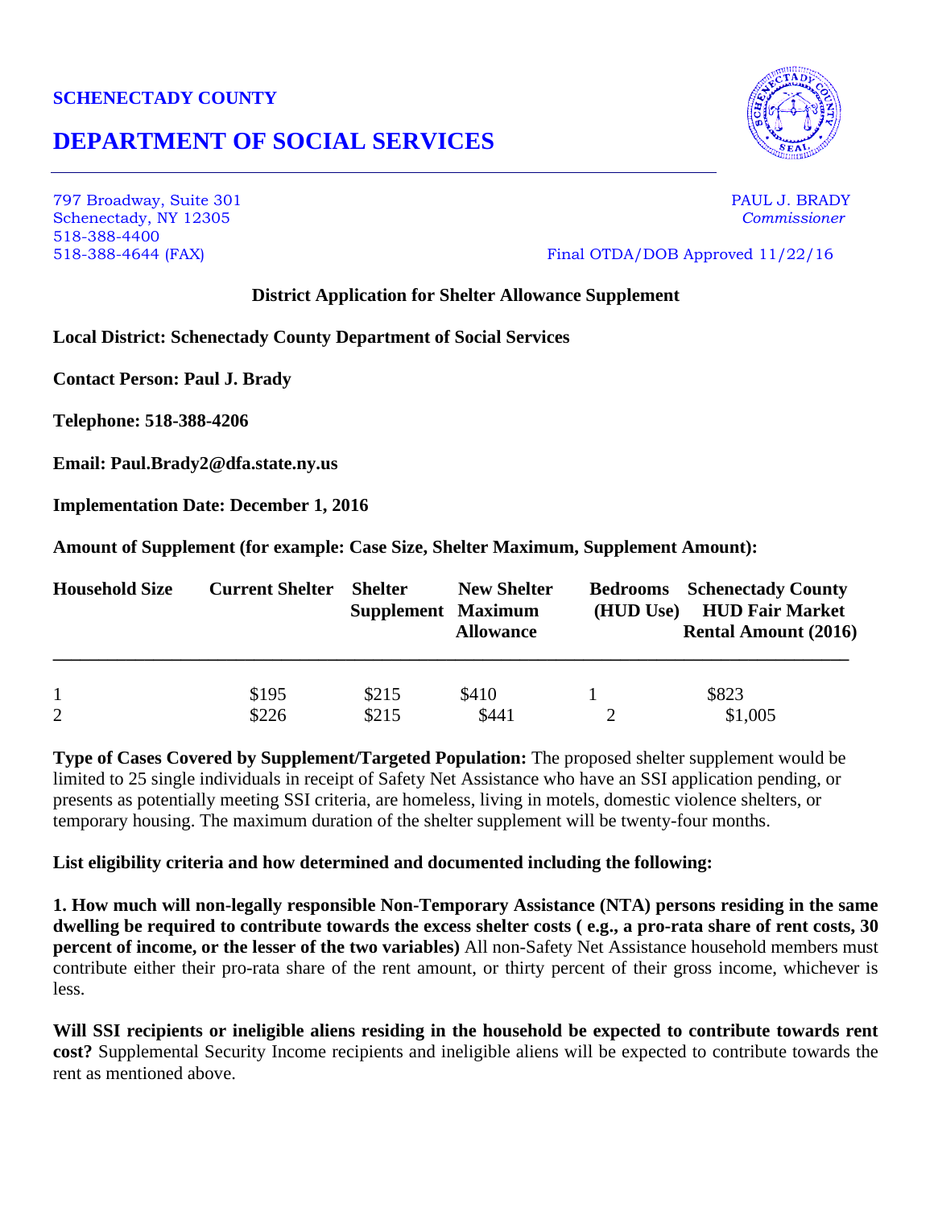**SCHENECTADY COUNTY**

# DEPARTMENT OF SOCIAL SERVICES

797 Broadway, Suite 301
Schenectady, NY 12305
518-388-4400
518-388-4644 (FAX)

PAUL J. BRADY
*Commissioner*

Final OTDA/DOB Approved 11/22/16

**District Application for Shelter Allowance Supplement**

**Local District: Schenectady County Department of Social Services**

**Contact Person: Paul J. Brady**

**Telephone: 518-388-4206**

**Email: Paul.Brady2@dfa.state.ny.us**

**Implementation Date: December 1, 2016**

**Amount of Supplement (for example: Case Size, Shelter Maximum, Supplement Amount):**

| Household Size | Current Shelter | Shelter Supplement | New Shelter Maximum Allowance | Bedrooms (HUD Use) | Schenectady County HUD Fair Market Rental Amount (2016) |
|---|---|---|---|---|---|
| 1 | $195 | $215 | $410 | 1 | $823 |
| 2 | $226 | $215 | $441 | 2 | $1,005 |

**Type of Cases Covered by Supplement/Targeted Population:** The proposed shelter supplement would be limited to 25 single individuals in receipt of Safety Net Assistance who have an SSI application pending, or presents as potentially meeting SSI criteria, are homeless, living in motels, domestic violence shelters, or temporary housing. The maximum duration of the shelter supplement will be twenty-four months.

**List eligibility criteria and how determined and documented including the following:**

**1. How much will non-legally responsible Non-Temporary Assistance (NTA) persons residing in the same dwelling be required to contribute towards the excess shelter costs ( e.g., a pro-rata share of rent costs, 30 percent of income, or the lesser of the two variables)** All non-Safety Net Assistance household members must contribute either their pro-rata share of the rent amount, or thirty percent of their gross income, whichever is less.

**Will SSI recipients or ineligible aliens residing in the household be expected to contribute towards rent cost?** Supplemental Security Income recipients and ineligible aliens will be expected to contribute towards the rent as mentioned above.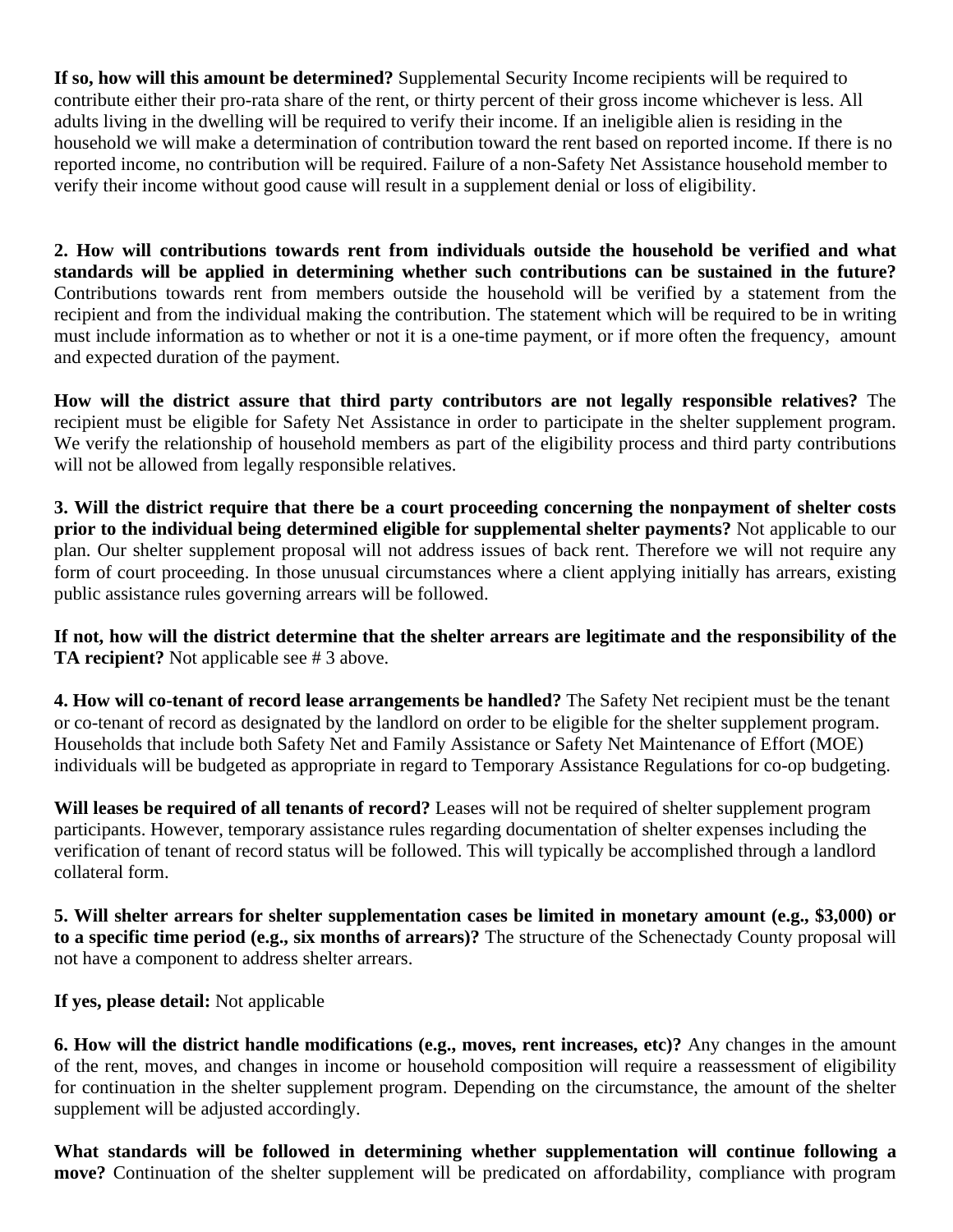**If so, how will this amount be determined?** Supplemental Security Income recipients will be required to contribute either their pro-rata share of the rent, or thirty percent of their gross income whichever is less. All adults living in the dwelling will be required to verify their income. If an ineligible alien is residing in the household we will make a determination of contribution toward the rent based on reported income. If there is no reported income, no contribution will be required. Failure of a non-Safety Net Assistance household member to verify their income without good cause will result in a supplement denial or loss of eligibility.

**2. How will contributions towards rent from individuals outside the household be verified and what standards will be applied in determining whether such contributions can be sustained in the future?** Contributions towards rent from members outside the household will be verified by a statement from the recipient and from the individual making the contribution. The statement which will be required to be in writing must include information as to whether or not it is a one-time payment, or if more often the frequency, amount and expected duration of the payment.

**How will the district assure that third party contributors are not legally responsible relatives?** The recipient must be eligible for Safety Net Assistance in order to participate in the shelter supplement program. We verify the relationship of household members as part of the eligibility process and third party contributions will not be allowed from legally responsible relatives.

**3. Will the district require that there be a court proceeding concerning the nonpayment of shelter costs prior to the individual being determined eligible for supplemental shelter payments?** Not applicable to our plan. Our shelter supplement proposal will not address issues of back rent. Therefore we will not require any form of court proceeding. In those unusual circumstances where a client applying initially has arrears, existing public assistance rules governing arrears will be followed.

**If not, how will the district determine that the shelter arrears are legitimate and the responsibility of the TA recipient?** Not applicable see # 3 above.

**4. How will co-tenant of record lease arrangements be handled?** The Safety Net recipient must be the tenant or co-tenant of record as designated by the landlord on order to be eligible for the shelter supplement program. Households that include both Safety Net and Family Assistance or Safety Net Maintenance of Effort (MOE) individuals will be budgeted as appropriate in regard to Temporary Assistance Regulations for co-op budgeting.

**Will leases be required of all tenants of record?** Leases will not be required of shelter supplement program participants. However, temporary assistance rules regarding documentation of shelter expenses including the verification of tenant of record status will be followed. This will typically be accomplished through a landlord collateral form.

**5. Will shelter arrears for shelter supplementation cases be limited in monetary amount (e.g., $3,000) or to a specific time period (e.g., six months of arrears)?** The structure of the Schenectady County proposal will not have a component to address shelter arrears.

**If yes, please detail:** Not applicable

**6. How will the district handle modifications (e.g., moves, rent increases, etc)?** Any changes in the amount of the rent, moves, and changes in income or household composition will require a reassessment of eligibility for continuation in the shelter supplement program. Depending on the circumstance, the amount of the shelter supplement will be adjusted accordingly.

**What standards will be followed in determining whether supplementation will continue following a move?** Continuation of the shelter supplement will be predicated on affordability, compliance with program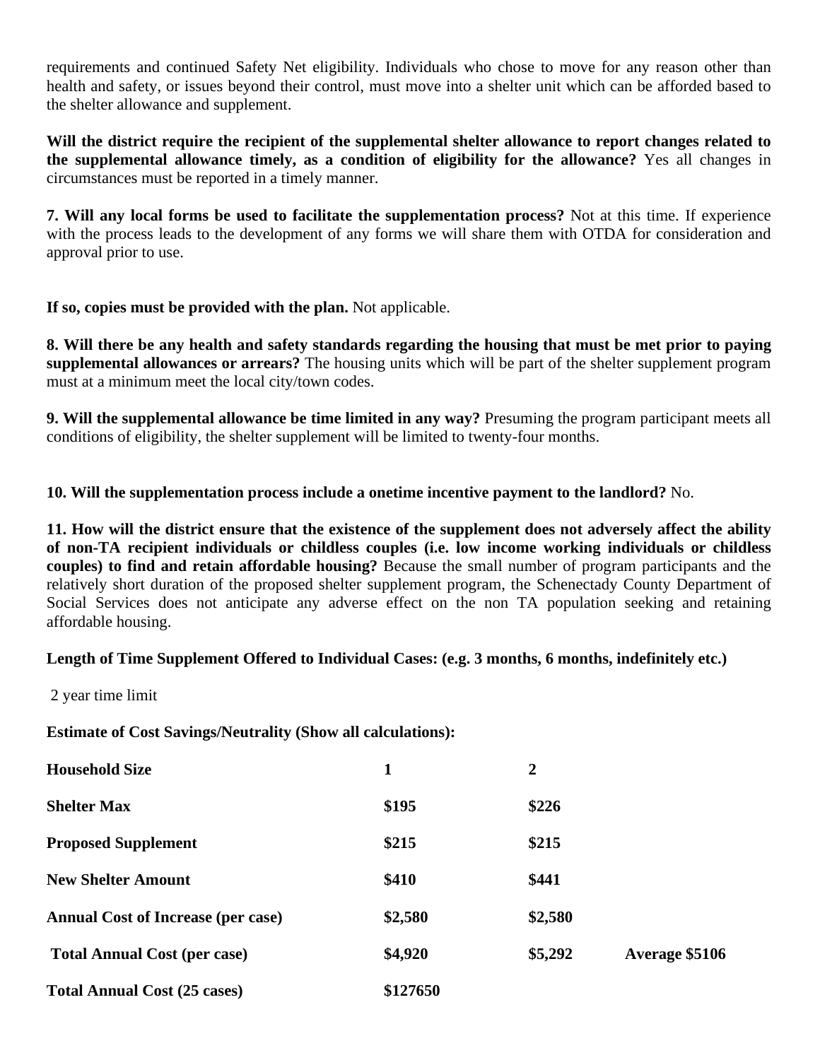requirements and continued Safety Net eligibility. Individuals who chose to move for any reason other than health and safety, or issues beyond their control, must move into a shelter unit which can be afforded based to the shelter allowance and supplement.

**Will the district require the recipient of the supplemental shelter allowance to report changes related to the supplemental allowance timely, as a condition of eligibility for the allowance?** Yes all changes in circumstances must be reported in a timely manner.

**7. Will any local forms be used to facilitate the supplementation process?** Not at this time. If experience with the process leads to the development of any forms we will share them with OTDA for consideration and approval prior to use.

**If so, copies must be provided with the plan.** Not applicable.

**8. Will there be any health and safety standards regarding the housing that must be met prior to paying supplemental allowances or arrears?** The housing units which will be part of the shelter supplement program must at a minimum meet the local city/town codes.

**9. Will the supplemental allowance be time limited in any way?** Presuming the program participant meets all conditions of eligibility, the shelter supplement will be limited to twenty-four months.

**10. Will the supplementation process include a onetime incentive payment to the landlord?** No.

**11. How will the district ensure that the existence of the supplement does not adversely affect the ability of non-TA recipient individuals or childless couples (i.e. low income working individuals or childless couples) to find and retain affordable housing?** Because the small number of program participants and the relatively short duration of the proposed shelter supplement program, the Schenectady County Department of Social Services does not anticipate any adverse effect on the non TA population seeking and retaining affordable housing.

**Length of Time Supplement Offered to Individual Cases: (e.g. 3 months, 6 months, indefinitely etc.)**

2 year time limit

**Estimate of Cost Savings/Neutrality (Show all calculations):**

| **Household Size** | **1** | **2** | |
|---|---|---|---|
| **Shelter Max** | **$195** | **$226** | |
| **Proposed Supplement** | **$215** | **$215** | |
| **New Shelter Amount** | **$410** | **$441** | |
| **Annual Cost of Increase (per case)** | **$2,580** | **$2,580** | |
| **Total Annual Cost (per case)** | **$4,920** | **$5,292** | **Average $5106** |
| **Total Annual Cost (25 cases)** | **$127650** | | |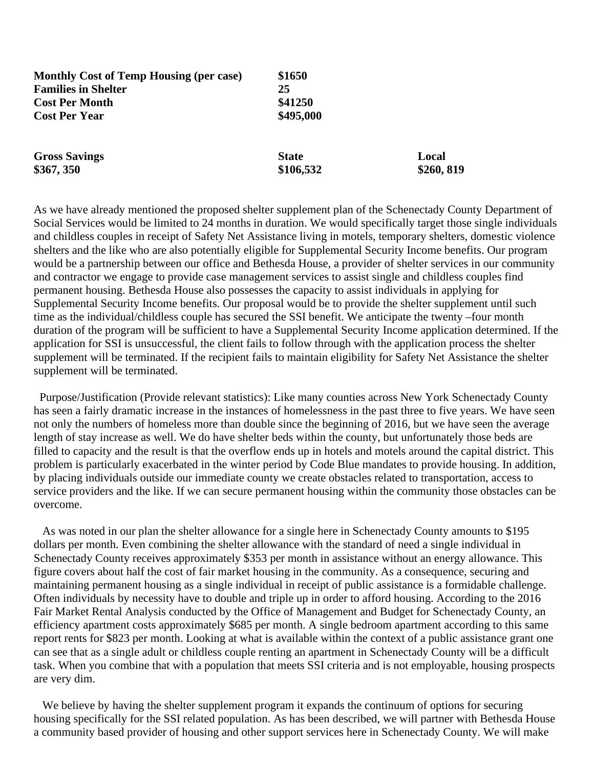| **Monthly Cost of Temp Housing (per case)** | **$1650** | |
|---|---|---|
| **Families in Shelter** | **25** | |
| **Cost Per Month** | **$41250** | |
| **Cost Per Year** | **$495,000** | |
| | | |
| **Gross Savings** | **State** | **Local** |
| **$367, 350** | **$106,532** | **$260, 819** |

As we have already mentioned the proposed shelter supplement plan of the Schenectady County Department of Social Services would be limited to 24 months in duration. We would specifically target those single individuals and childless couples in receipt of Safety Net Assistance living in motels, temporary shelters, domestic violence shelters and the like who are also potentially eligible for Supplemental Security Income benefits. Our program would be a partnership between our office and Bethesda House, a provider of shelter services in our community and contractor we engage to provide case management services to assist single and childless couples find permanent housing. Bethesda House also possesses the capacity to assist individuals in applying for Supplemental Security Income benefits. Our proposal would be to provide the shelter supplement until such time as the individual/childless couple has secured the SSI benefit. We anticipate the twenty –four month duration of the program will be sufficient to have a Supplemental Security Income application determined. If the application for SSI is unsuccessful, the client fails to follow through with the application process the shelter supplement will be terminated. If the recipient fails to maintain eligibility for Safety Net Assistance the shelter supplement will be terminated.

Purpose/Justification (Provide relevant statistics): Like many counties across New York Schenectady County has seen a fairly dramatic increase in the instances of homelessness in the past three to five years. We have seen not only the numbers of homeless more than double since the beginning of 2016, but we have seen the average length of stay increase as well. We do have shelter beds within the county, but unfortunately those beds are filled to capacity and the result is that the overflow ends up in hotels and motels around the capital district. This problem is particularly exacerbated in the winter period by Code Blue mandates to provide housing. In addition, by placing individuals outside our immediate county we create obstacles related to transportation, access to service providers and the like. If we can secure permanent housing within the community those obstacles can be overcome.

As was noted in our plan the shelter allowance for a single here in Schenectady County amounts to $195 dollars per month. Even combining the shelter allowance with the standard of need a single individual in Schenectady County receives approximately $353 per month in assistance without an energy allowance. This figure covers about half the cost of fair market housing in the community. As a consequence, securing and maintaining permanent housing as a single individual in receipt of public assistance is a formidable challenge. Often individuals by necessity have to double and triple up in order to afford housing. According to the 2016 Fair Market Rental Analysis conducted by the Office of Management and Budget for Schenectady County, an efficiency apartment costs approximately $685 per month. A single bedroom apartment according to this same report rents for $823 per month. Looking at what is available within the context of a public assistance grant one can see that as a single adult or childless couple renting an apartment in Schenectady County will be a difficult task. When you combine that with a population that meets SSI criteria and is not employable, housing prospects are very dim.

We believe by having the shelter supplement program it expands the continuum of options for securing housing specifically for the SSI related population. As has been described, we will partner with Bethesda House a community based provider of housing and other support services here in Schenectady County. We will make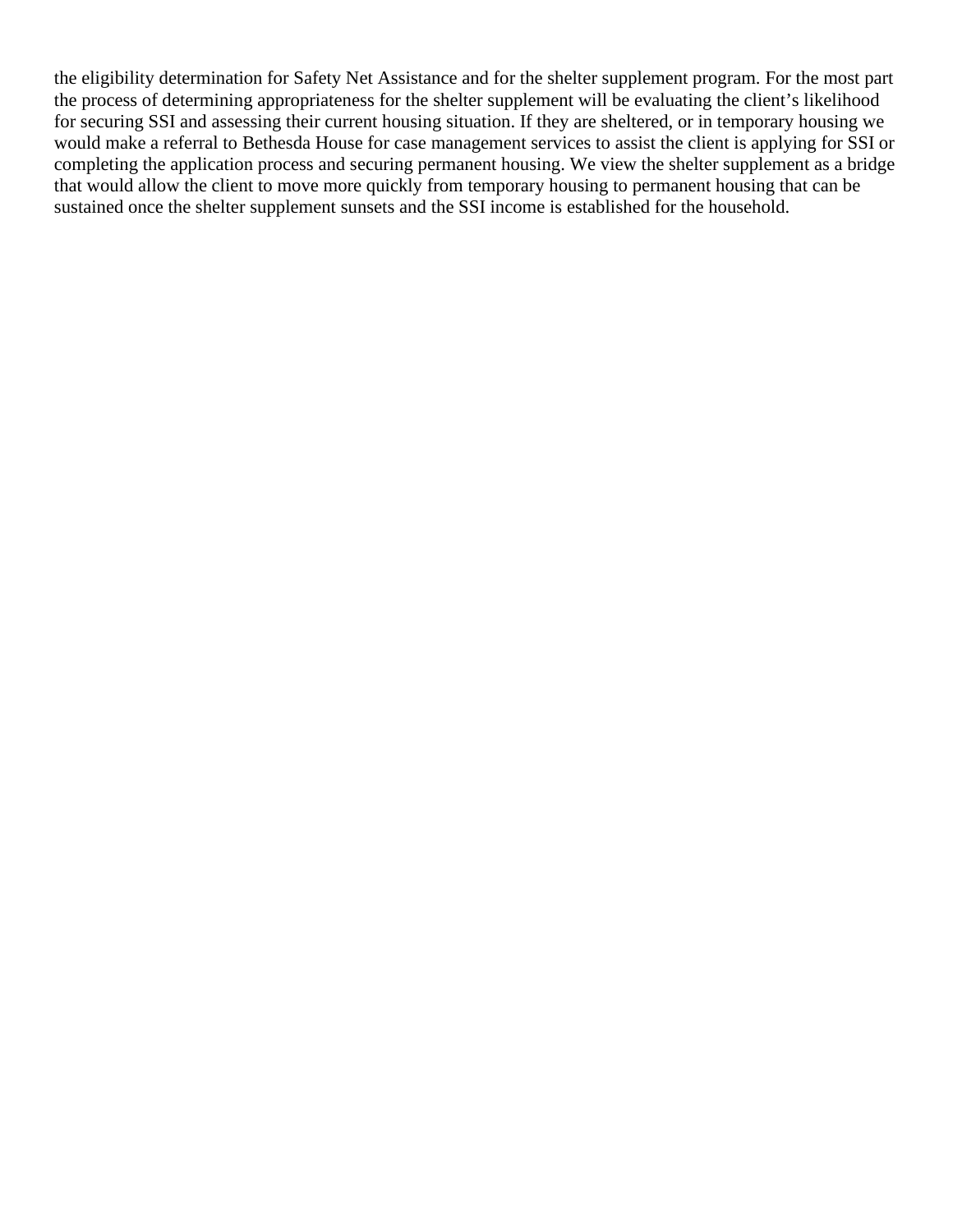the eligibility determination for Safety Net Assistance and for the shelter supplement program. For the most part the process of determining appropriateness for the shelter supplement will be evaluating the client's likelihood for securing SSI and assessing their current housing situation. If they are sheltered, or in temporary housing we would make a referral to Bethesda House for case management services to assist the client is applying for SSI or completing the application process and securing permanent housing. We view the shelter supplement as a bridge that would allow the client to move more quickly from temporary housing to permanent housing that can be sustained once the shelter supplement sunsets and the SSI income is established for the household.